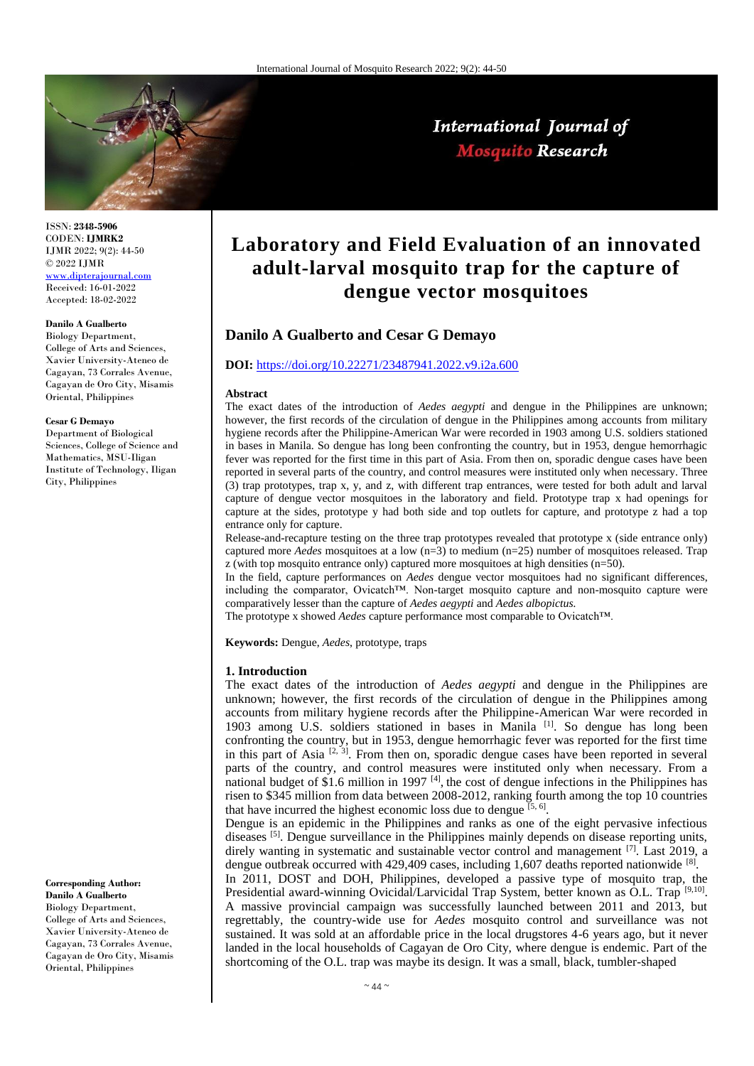ISSN: **2348-5906**
CODEN: **IJMRK2**
IJMR 2022; 9(2): 44-50
© 2022 IJMR
www.dipterajournal.com
Received: 16-01-2022
Accepted: 18-02-2022

**Danilo A Gualberto**
Biology Department, College of Arts and Sciences, Xavier University-Ateneo de Cagayan, 73 Corrales Avenue, Cagayan de Oro City, Misamis Oriental, Philippines

**Cesar G Demayo**
Department of Biological Sciences, College of Science and Mathematics, MSU-Iligan Institute of Technology, Iligan City, Philippines

**Corresponding Author:**
**Danilo A Gualberto**
Biology Department, College of Arts and Sciences, Xavier University-Ateneo de Cagayan, 73 Corrales Avenue, Cagayan de Oro City, Misamis Oriental, Philippines

# Laboratory and Field Evaluation of an innovated adult-larval mosquito trap for the capture of dengue vector mosquitoes

**Danilo A Gualberto and Cesar G Demayo**

**DOI:** https://doi.org/10.22271/23487941.2022.v9.i2a.600

### Abstract

The exact dates of the introduction of *Aedes aegypti* and dengue in the Philippines are unknown; however, the first records of the circulation of dengue in the Philippines among accounts from military hygiene records after the Philippine-American War were recorded in 1903 among U.S. soldiers stationed in bases in Manila. So dengue has long been confronting the country, but in 1953, dengue hemorrhagic fever was reported for the first time in this part of Asia. From then on, sporadic dengue cases have been reported in several parts of the country, and control measures were instituted only when necessary. Three (3) trap prototypes, trap x, y, and z, with different trap entrances, were tested for both adult and larval capture of dengue vector mosquitoes in the laboratory and field. Prototype trap x had openings for capture at the sides, prototype y had both side and top outlets for capture, and prototype z had a top entrance only for capture.

Release-and-recapture testing on the three trap prototypes revealed that prototype x (side entrance only) captured more *Aedes* mosquitoes at a low (n=3) to medium (n=25) number of mosquitoes released. Trap z (with top mosquito entrance only) captured more mosquitoes at high densities (n=50).

In the field, capture performances on *Aedes* dengue vector mosquitoes had no significant differences, including the comparator, Ovicatch™. Non-target mosquito capture and non-mosquito capture were comparatively lesser than the capture of *Aedes aegypti* and *Aedes albopictus.*

The prototype x showed *Aedes* capture performance most comparable to Ovicatch™.

**Keywords:** Dengue, *Aedes*, prototype, traps

### 1. Introduction

The exact dates of the introduction of *Aedes aegypti* and dengue in the Philippines are unknown; however, the first records of the circulation of dengue in the Philippines among accounts from military hygiene records after the Philippine-American War were recorded in 1903 among U.S. soldiers stationed in bases in Manila [1]. So dengue has long been confronting the country, but in 1953, dengue hemorrhagic fever was reported for the first time in this part of Asia [2, 3]. From then on, sporadic dengue cases have been reported in several parts of the country, and control measures were instituted only when necessary. From a national budget of $1.6 million in 1997 [4], the cost of dengue infections in the Philippines has risen to $345 million from data between 2008-2012, ranking fourth among the top 10 countries that have incurred the highest economic loss due to dengue [5, 6].

Dengue is an epidemic in the Philippines and ranks as one of the eight pervasive infectious diseases [5]. Dengue surveillance in the Philippines mainly depends on disease reporting units, direly wanting in systematic and sustainable vector control and management [7]. Last 2019, a dengue outbreak occurred with 429,409 cases, including 1,607 deaths reported nationwide [8].

In 2011, DOST and DOH, Philippines, developed a passive type of mosquito trap, the Presidential award-winning Ovicidal/Larvicidal Trap System, better known as O.L. Trap [9,10]. A massive provincial campaign was successfully launched between 2011 and 2013, but regrettably, the country-wide use for *Aedes* mosquito control and surveillance was not sustained. It was sold at an affordable price in the local drugstores 4-6 years ago, but it never landed in the local households of Cagayan de Oro City, where dengue is endemic. Part of the shortcoming of the O.L. trap was maybe its design. It was a small, black, tumbler-shaped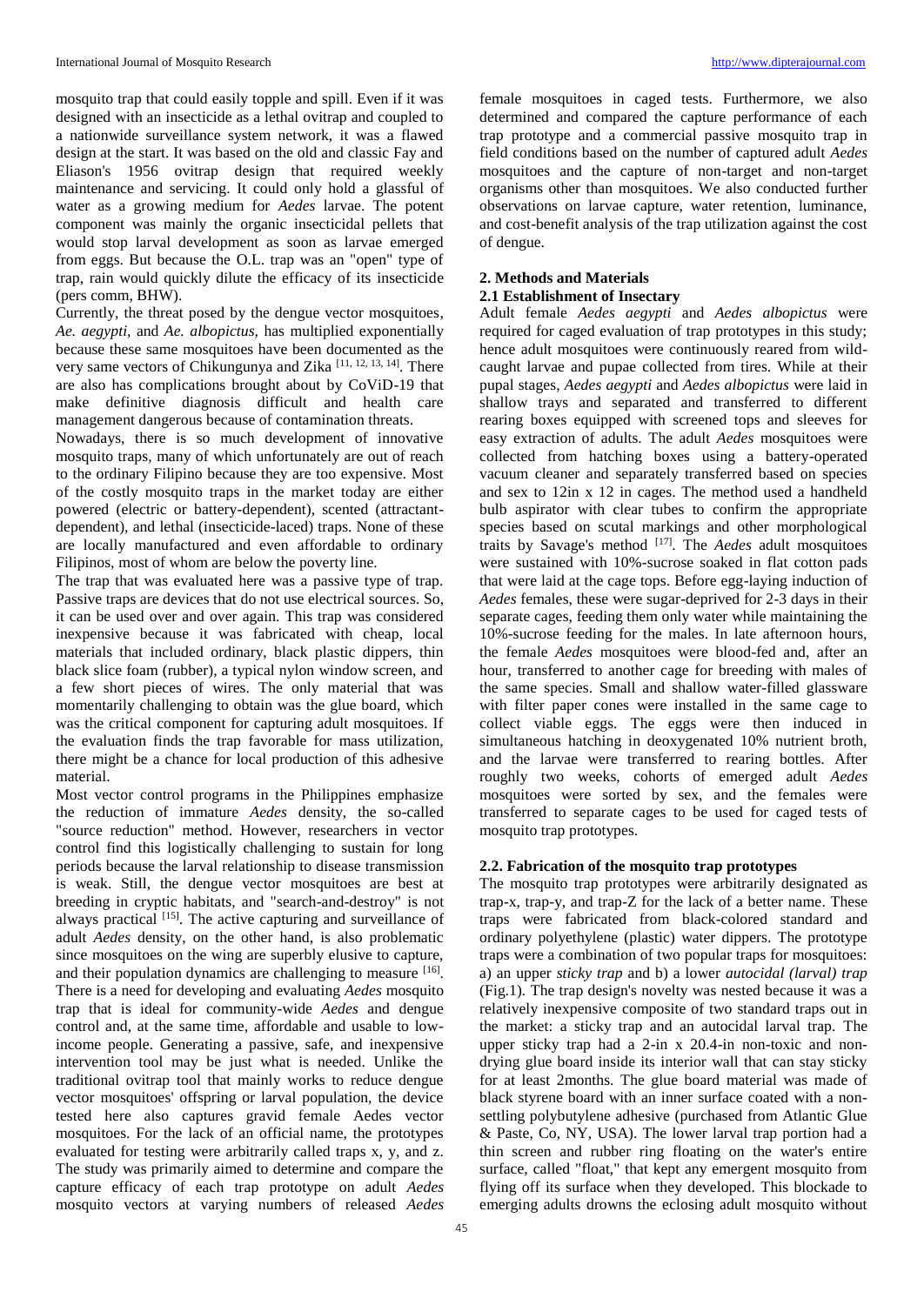mosquito trap that could easily topple and spill. Even if it was designed with an insecticide as a lethal ovitrap and coupled to a nationwide surveillance system network, it was a flawed design at the start. It was based on the old and classic Fay and Eliason's 1956 ovitrap design that required weekly maintenance and servicing. It could only hold a glassful of water as a growing medium for *Aedes* larvae. The potent component was mainly the organic insecticidal pellets that would stop larval development as soon as larvae emerged from eggs. But because the O.L. trap was an "open" type of trap, rain would quickly dilute the efficacy of its insecticide (pers comm, BHW).

Currently, the threat posed by the dengue vector mosquitoes, *Ae. aegypti,* and *Ae. albopictus,* has multiplied exponentially because these same mosquitoes have been documented as the very same vectors of Chikungunya and Zika [11, 12, 13, 14]. There are also has complications brought about by CoViD-19 that make definitive diagnosis difficult and health care management dangerous because of contamination threats.

Nowadays, there is so much development of innovative mosquito traps, many of which unfortunately are out of reach to the ordinary Filipino because they are too expensive. Most of the costly mosquito traps in the market today are either powered (electric or battery-dependent), scented (attractant-dependent), and lethal (insecticide-laced) traps. None of these are locally manufactured and even affordable to ordinary Filipinos, most of whom are below the poverty line.

The trap that was evaluated here was a passive type of trap. Passive traps are devices that do not use electrical sources. So, it can be used over and over again. This trap was considered inexpensive because it was fabricated with cheap, local materials that included ordinary, black plastic dippers, thin black slice foam (rubber), a typical nylon window screen, and a few short pieces of wires. The only material that was momentarily challenging to obtain was the glue board, which was the critical component for capturing adult mosquitoes. If the evaluation finds the trap favorable for mass utilization, there might be a chance for local production of this adhesive material.

Most vector control programs in the Philippines emphasize the reduction of immature *Aedes* density, the so-called "source reduction" method. However, researchers in vector control find this logistically challenging to sustain for long periods because the larval relationship to disease transmission is weak. Still, the dengue vector mosquitoes are best at breeding in cryptic habitats, and "search-and-destroy" is not always practical [15]. The active capturing and surveillance of adult *Aedes* density, on the other hand, is also problematic since mosquitoes on the wing are superbly elusive to capture, and their population dynamics are challenging to measure [16]. There is a need for developing and evaluating *Aedes* mosquito trap that is ideal for community-wide *Aedes* and dengue control and, at the same time, affordable and usable to low-income people. Generating a passive, safe, and inexpensive intervention tool may be just what is needed. Unlike the traditional ovitrap tool that mainly works to reduce dengue vector mosquitoes' offspring or larval population, the device tested here also captures gravid female Aedes vector mosquitoes. For the lack of an official name, the prototypes evaluated for testing were arbitrarily called traps x, y, and z. The study was primarily aimed to determine and compare the capture efficacy of each trap prototype on adult *Aedes* mosquito vectors at varying numbers of released *Aedes* female mosquitoes in caged tests. Furthermore, we also determined and compared the capture performance of each trap prototype and a commercial passive mosquito trap in field conditions based on the number of captured adult *Aedes* mosquitoes and the capture of non-target and non-target organisms other than mosquitoes. We also conducted further observations on larvae capture, water retention, luminance, and cost-benefit analysis of the trap utilization against the cost of dengue.

## 2. Methods and Materials

### 2.1 Establishment of Insectary

Adult female *Aedes aegypti* and *Aedes albopictus* were required for caged evaluation of trap prototypes in this study; hence adult mosquitoes were continuously reared from wild-caught larvae and pupae collected from tires. While at their pupal stages, *Aedes aegypti* and *Aedes albopictus* were laid in shallow trays and separated and transferred to different rearing boxes equipped with screened tops and sleeves for easy extraction of adults. The adult *Aedes* mosquitoes were collected from hatching boxes using a battery-operated vacuum cleaner and separately transferred based on species and sex to 12in x 12 in cages. The method used a handheld bulb aspirator with clear tubes to confirm the appropriate species based on scutal markings and other morphological traits by Savage's method [17]. The *Aedes* adult mosquitoes were sustained with 10%-sucrose soaked in flat cotton pads that were laid at the cage tops. Before egg-laying induction of *Aedes* females, these were sugar-deprived for 2-3 days in their separate cages, feeding them only water while maintaining the 10%-sucrose feeding for the males. In late afternoon hours, the female *Aedes* mosquitoes were blood-fed and, after an hour, transferred to another cage for breeding with males of the same species. Small and shallow water-filled glassware with filter paper cones were installed in the same cage to collect viable eggs. The eggs were then induced in simultaneous hatching in deoxygenated 10% nutrient broth, and the larvae were transferred to rearing bottles. After roughly two weeks, cohorts of emerged adult *Aedes* mosquitoes were sorted by sex, and the females were transferred to separate cages to be used for caged tests of mosquito trap prototypes.

### 2.2. Fabrication of the mosquito trap prototypes

The mosquito trap prototypes were arbitrarily designated as trap-x, trap-y, and trap-Z for the lack of a better name. These traps were fabricated from black-colored standard and ordinary polyethylene (plastic) water dippers. The prototype traps were a combination of two popular traps for mosquitoes: a) an upper *sticky trap* and b) a lower *autocidal (larval) trap* (Fig.1). The trap design's novelty was nested because it was a relatively inexpensive composite of two standard traps out in the market: a sticky trap and an autocidal larval trap. The upper sticky trap had a 2-in x 20.4-in non-toxic and non-drying glue board inside its interior wall that can stay sticky for at least 2months. The glue board material was made of black styrene board with an inner surface coated with a non-settling polybutylene adhesive (purchased from Atlantic Glue & Paste, Co, NY, USA). The lower larval trap portion had a thin screen and rubber ring floating on the water's entire surface, called "float," that kept any emergent mosquito from flying off its surface when they developed. This blockade to emerging adults drowns the eclosing adult mosquito without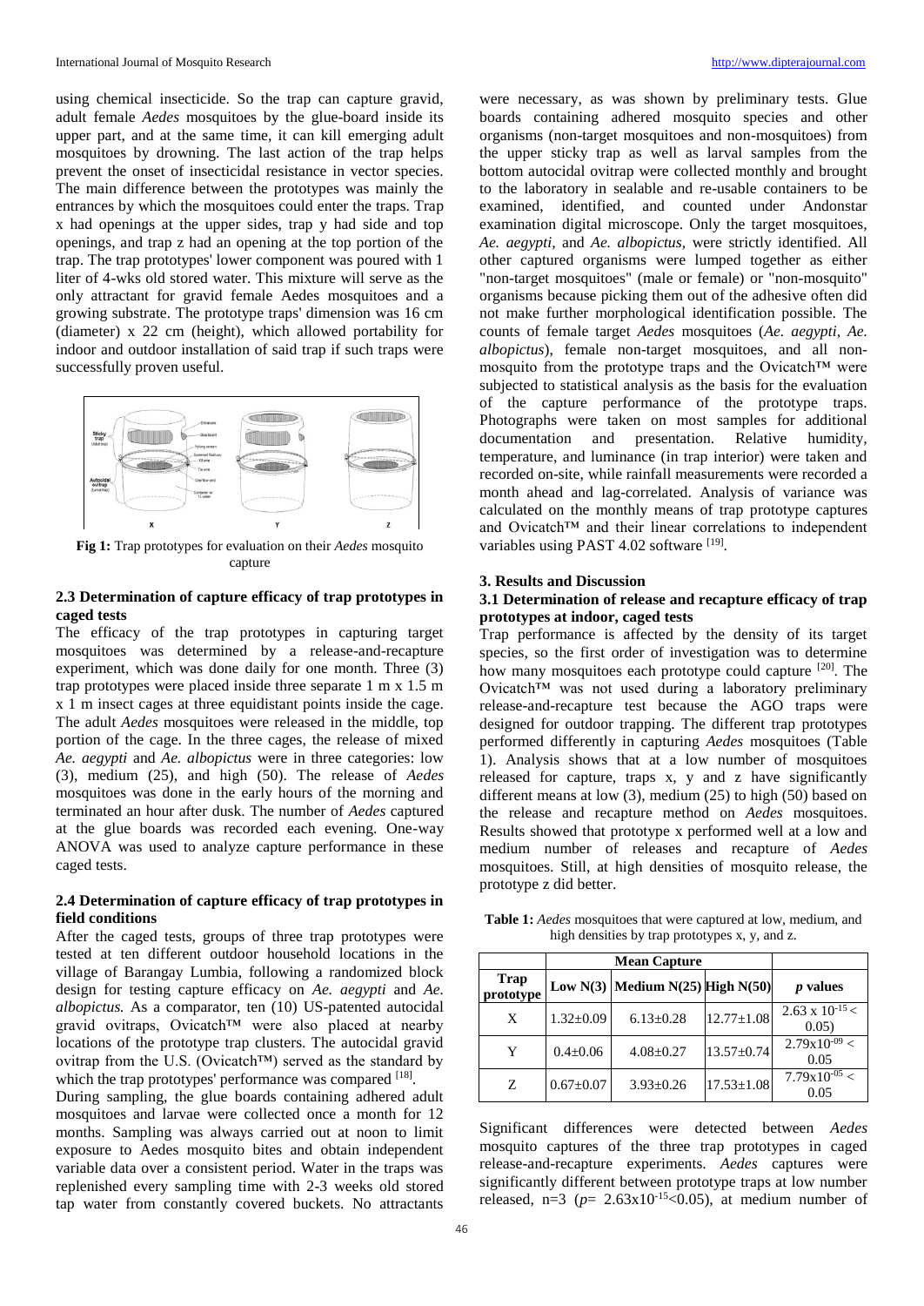using chemical insecticide. So the trap can capture gravid, adult female *Aedes* mosquitoes by the glue-board inside its upper part, and at the same time, it can kill emerging adult mosquitoes by drowning. The last action of the trap helps prevent the onset of insecticidal resistance in vector species. The main difference between the prototypes was mainly the entrances by which the mosquitoes could enter the traps. Trap x had openings at the upper sides, trap y had side and top openings, and trap z had an opening at the top portion of the trap. The trap prototypes' lower component was poured with 1 liter of 4-wks old stored water. This mixture will serve as the only attractant for gravid female Aedes mosquitoes and a growing substrate. The prototype traps' dimension was 16 cm (diameter) x 22 cm (height), which allowed portability for indoor and outdoor installation of said trap if such traps were successfully proven useful.

**Fig 1:** Trap prototypes for evaluation on their *Aedes* mosquito capture

### 2.3 Determination of capture efficacy of trap prototypes in caged tests

The efficacy of the trap prototypes in capturing target mosquitoes was determined by a release-and-recapture experiment, which was done daily for one month. Three (3) trap prototypes were placed inside three separate 1 m x 1.5 m x 1 m insect cages at three equidistant points inside the cage. The adult *Aedes* mosquitoes were released in the middle, top portion of the cage. In the three cages, the release of mixed *Ae. aegypti* and *Ae. albopictus* were in three categories: low (3), medium (25), and high (50). The release of *Aedes* mosquitoes was done in the early hours of the morning and terminated an hour after dusk. The number of *Aedes* captured at the glue boards was recorded each evening. One-way ANOVA was used to analyze capture performance in these caged tests.

### 2.4 Determination of capture efficacy of trap prototypes in field conditions

After the caged tests, groups of three trap prototypes were tested at ten different outdoor household locations in the village of Barangay Lumbia, following a randomized block design for testing capture efficacy on *Ae. aegypti* and *Ae. albopictus.* As a comparator, ten (10) US-patented autocidal gravid ovitraps, Ovicatch™ were also placed at nearby locations of the prototype trap clusters. The autocidal gravid ovitrap from the U.S. (Ovicatch™) served as the standard by which the trap prototypes' performance was compared [18].

During sampling, the glue boards containing adhered adult mosquitoes and larvae were collected once a month for 12 months. Sampling was always carried out at noon to limit exposure to Aedes mosquito bites and obtain independent variable data over a consistent period. Water in the traps was replenished every sampling time with 2-3 weeks old stored tap water from constantly covered buckets. No attractants were necessary, as was shown by preliminary tests. Glue boards containing adhered mosquito species and other organisms (non-target mosquitoes and non-mosquitoes) from the upper sticky trap as well as larval samples from the bottom autocidal ovitrap were collected monthly and brought to the laboratory in sealable and re-usable containers to be examined, identified, and counted under Andonstar examination digital microscope. Only the target mosquitoes, *Ae. aegypti,* and *Ae. albopictus,* were strictly identified. All other captured organisms were lumped together as either "non-target mosquitoes" (male or female) or "non-mosquito" organisms because picking them out of the adhesive often did not make further morphological identification possible. The counts of female target *Aedes* mosquitoes (*Ae. aegypti, Ae. albopictus*), female non-target mosquitoes, and all non-mosquito from the prototype traps and the Ovicatch™ were subjected to statistical analysis as the basis for the evaluation of the capture performance of the prototype traps. Photographs were taken on most samples for additional documentation and presentation. Relative humidity, temperature, and luminance (in trap interior) were taken and recorded on-site, while rainfall measurements were recorded a month ahead and lag-correlated. Analysis of variance was calculated on the monthly means of trap prototype captures and Ovicatch™ and their linear correlations to independent variables using PAST 4.02 software [19].

## 3. Results and Discussion

### 3.1 Determination of release and recapture efficacy of trap prototypes at indoor, caged tests

Trap performance is affected by the density of its target species, so the first order of investigation was to determine how many mosquitoes each prototype could capture [20]. The Ovicatch™ was not used during a laboratory preliminary release-and-recapture test because the AGO traps were designed for outdoor trapping. The different trap prototypes performed differently in capturing *Aedes* mosquitoes (Table 1). Analysis shows that at a low number of mosquitoes released for capture, traps x, y and z have significantly different means at low (3), medium (25) to high (50) based on the release and recapture method on *Aedes* mosquitoes. Results showed that prototype x performed well at a low and medium number of releases and recapture of *Aedes* mosquitoes. Still, at high densities of mosquito release, the prototype z did better.

**Table 1:** *Aedes* mosquitoes that were captured at low, medium, and high densities by trap prototypes x, y, and z.

| Trap prototype | Mean Capture | | | *p* values |
|---|---|---|---|---|
| | Low N(3) | Medium N(25) | High N(50) | |
| X | 1.32±0.09 | 6.13±0.28 | 12.77±1.08 | $2.63 \times 10^{-15} <$ 0.05) |
| Y | 0.4±0.06 | 4.08±0.27 | 13.57±0.74 | $2.79\times10^{-09} <$ 0.05 |
| Z | 0.67±0.07 | 3.93±0.26 | 17.53±1.08 | $7.79\times10^{-05} <$ 0.05 |

Significant differences were detected between *Aedes* mosquito captures of the three trap prototypes in caged release-and-recapture experiments. *Aedes* captures were significantly different between prototype traps at low number released, n=3 ($p = 2.63\times10^{-15} < 0.05$), at medium number of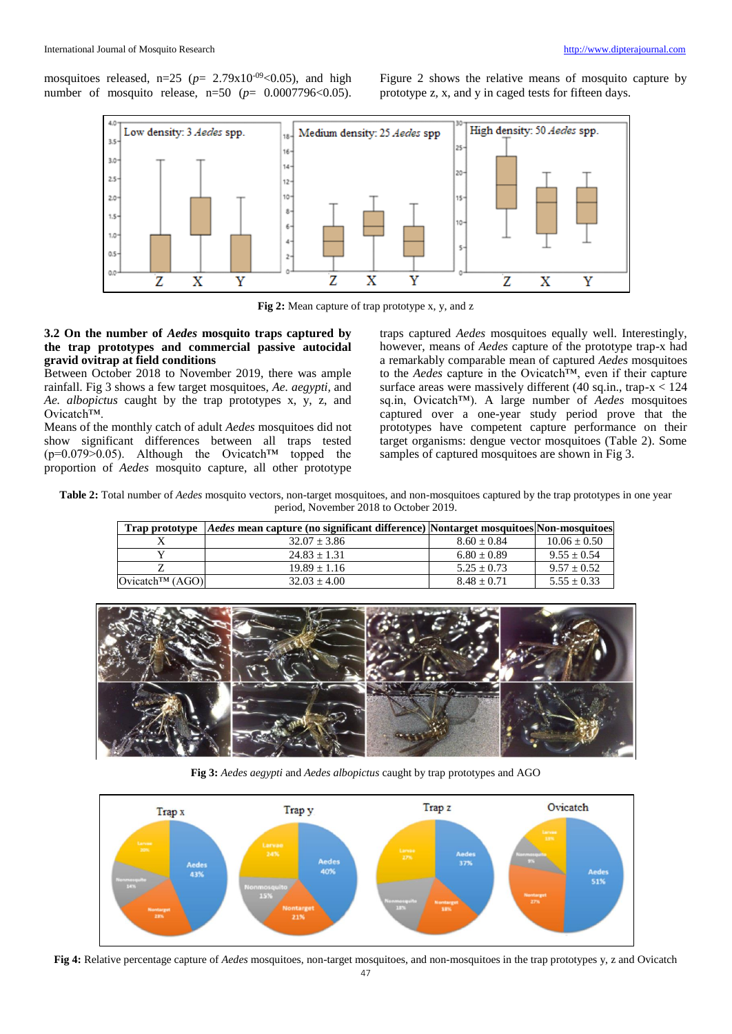mosquitoes released, n=25 ($p$= $2.79 \times 10^{-09}$<0.05), and high number of mosquito release, n=50 ($p$= 0.0007796<0.05).

Figure 2 shows the relative means of mosquito capture by prototype z, x, and y in caged tests for fifteen days.

**Fig 2:** Mean capture of trap prototype x, y, and z

### 3.2 On the number of *Aedes* mosquito traps captured by the trap prototypes and commercial passive autocidal gravid ovitrap at field conditions

Between October 2018 to November 2019, there was ample rainfall. Fig 3 shows a few target mosquitoes, *Ae. aegypti,* and *Ae. albopictus* caught by the trap prototypes x, y, z, and Ovicatch™.

Means of the monthly catch of adult *Aedes* mosquitos did not show significant differences between all traps tested (p=0.079>0.05). Although the Ovicatch™ topped the proportion of *Aedes* mosquito capture, all other prototype traps captured *Aedes* mosquitoes equally well. Interestingly, however, means of *Aedes* capture of the prototype trap-x had a remarkably comparable mean of captured *Aedes* mosquitoes to the *Aedes* capture in the Ovicatch™, even if their capture surface areas were massively different (40 sq.in., trap-x < 124 sq.in, Ovicatch™). A large number of *Aedes* mosquitoes captured over a one-year study period prove that the prototypes have competent capture performance on their target organisms: dengue vector mosquitoes (Table 2). Some samples of captured mosquitoes are shown in Fig 3.

**Table 2:** Total number of *Aedes* mosquito vectors, non-target mosquitoes, and non-mosquitoes captured by the trap prototypes in one year period, November 2018 to October 2019.

| Trap prototype | *Aedes* mean capture (no significant difference) | Nontarget mosquitoes | Non-mosquitoes |
|---|---|---|---|
| X | 32.07 ± 3.86 | 8.60 ± 0.84 | 10.06 ± 0.50 |
| Y | 24.83 ± 1.31 | 6.80 ± 0.89 | 9.55 ± 0.54 |
| Z | 19.89 ± 1.16 | 5.25 ± 0.73 | 9.57 ± 0.52 |
| Ovicatch™ (AGO) | 32.03 ± 4.00 | 8.48 ± 0.71 | 5.55 ± 0.33 |

**Fig 3:** *Aedes aegypti* and *Aedes albopictus* caught by trap prototypes and AGO

**Fig 4:** Relative percentage capture of *Aedes* mosquitoes, non-target mosquitoes, and non-mosquitoes in the trap prototypes y, z and Ovicatch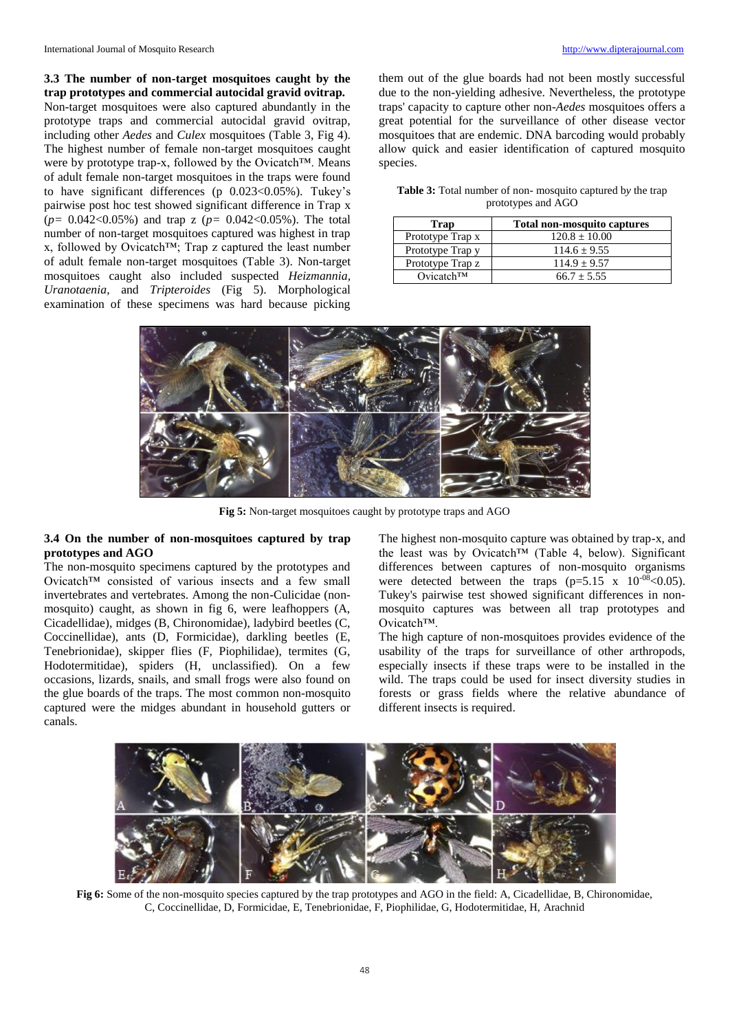### 3.3 The number of non-target mosquitoes caught by the trap prototypes and commercial autocidal gravid ovitrap.

Non-target mosquitoes were also captured abundantly in the prototype traps and commercial autocidal gravid ovitrap, including other *Aedes* and *Culex* mosquitoes (Table 3, Fig 4). The highest number of female non-target mosquitoes caught were by prototype trap-x, followed by the Ovicatch™. Means of adult female non-target mosquitoes in the traps were found to have significant differences (p 0.023<0.05%). Tukey's pairwise post hoc test showed significant difference in Trap x ($p$= 0.042<0.05%) and trap z ($p$= 0.042<0.05%). The total number of non-target mosquitoes captured was highest in trap x, followed by Ovicatch™; Trap z captured the least number of adult female non-target mosquitoes (Table 3). Non-target mosquitoes caught also included suspected *Heizmannia, Uranotaenia*, and *Tripteroides* (Fig 5). Morphological examination of these specimens was hard because picking them out of the glue boards had not been mostly successful due to the non-yielding adhesive. Nevertheless, the prototype traps' capacity to capture other non-*Aedes* mosquitoes offers a great potential for the surveillance of other disease vector mosquitoes that are endemic. DNA barcoding would probably allow quick and easier identification of captured mosquito species.

**Table 3:** Total number of non- mosquito captured by the trap prototypes and AGO

| Trap | Total non-mosquito captures |
|---|---|
| Prototype Trap x | 120.8 ± 10.00 |
| Prototype Trap y | 114.6 ± 9.55 |
| Prototype Trap z | 114.9 ± 9.57 |
| Ovicatch™ | 66.7 ± 5.55 |

**Fig 5:** Non-target mosquitoes caught by prototype traps and AGO

### 3.4 On the number of non-mosquitoes captured by trap prototypes and AGO

The non-mosquito specimens captured by the prototypes and Ovicatch™ consisted of various insects and a few small invertebrates and vertebrates. Among the non-Culicidae (non-mosquito) caught, as shown in fig 6, were leafhoppers (A, Cicadellidae), midges (B, Chironomidae), ladybird beetles (C, Coccinellidae), ants (D, Formicidae), darkling beetles (E, Tenebrionidae), skipper flies (F, Piophilidae), termites (G, Hodotermitidae), spiders (H, unclassified). On a few occasions, lizards, snails, and small frogs were also found on the glue boards of the traps. The most common non-mosquito captured were the midges abundant in household gutters or canals.

The highest non-mosquito capture was obtained by trap-x, and the least was by Ovicatch™ (Table 4, below). Significant differences between captures of non-mosquito organisms were detected between the traps (p=5.15 x $10^{-08}$<0.05). Tukey's pairwise test showed significant differences in non-mosquito captures was between all trap prototypes and Ovicatch™.

The high capture of non-mosquitoes provides evidence of the usability of the traps for surveillance of other arthropods, especially insects if these traps were to be installed in the wild. The traps could be used for insect diversity studies in forests or grass fields where the relative abundance of different insects is required.

**Fig 6:** Some of the non-mosquito species captured by the trap prototypes and AGO in the field: A, Cicadellidae, B, Chironomidae, C, Coccinellidae, D, Formicidae, E, Tenebrionidae, F, Piophilidae, G, Hodotermitidae, H, Arachnid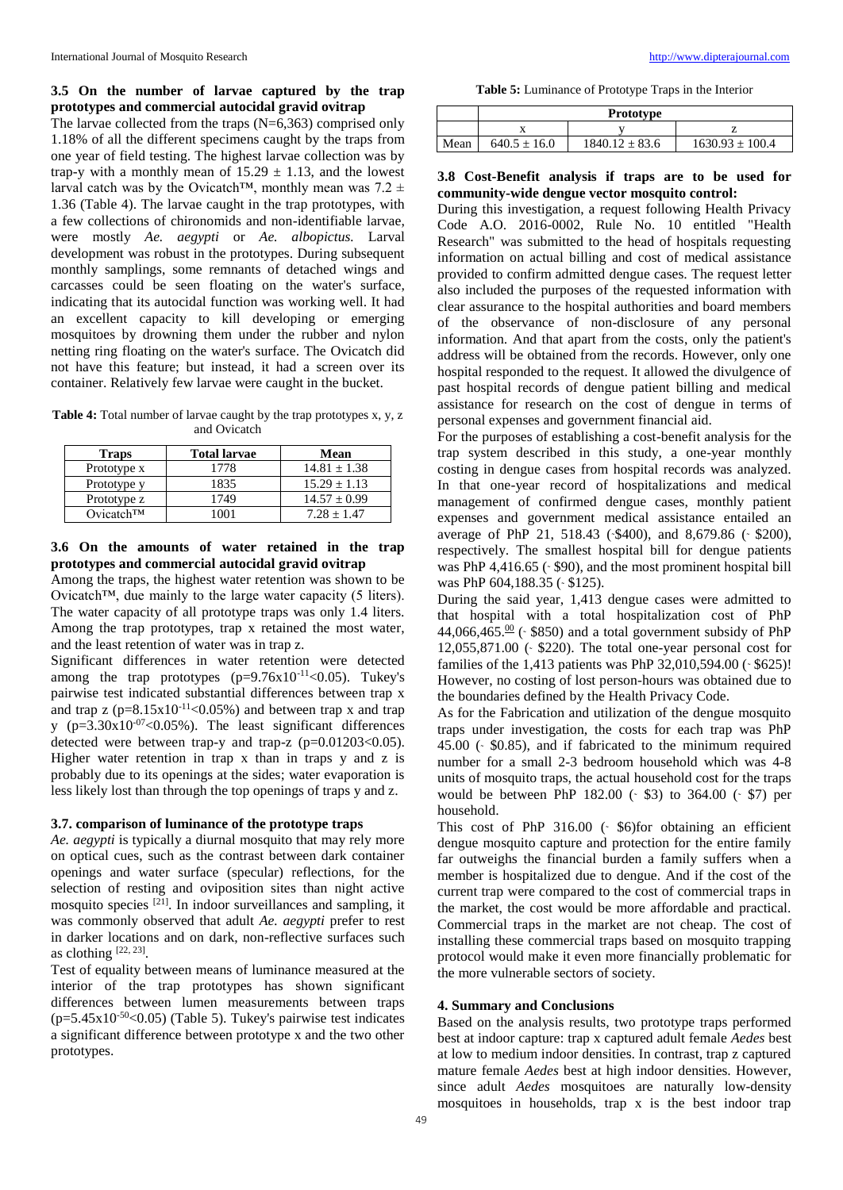### 3.5 On the number of larvae captured by the trap prototypes and commercial autocidal gravid ovitrap

The larvae collected from the traps (N=6,363) comprised only 1.18% of all the different specimens caught by the traps from one year of field testing. The highest larvae collection was by trap-y with a monthly mean of $15.29 \pm 1.13$, and the lowest larval catch was by the Ovicatch™, monthly mean was $7.2 \pm 1.36$ (Table 4). The larvae caught in the trap prototypes, with a few collections of chironomids and non-identifiable larvae, were mostly *Ae. aegypti* or *Ae. albopictus.* Larval development was robust in the prototypes. During subsequent monthly samplings, some remnants of detached wings and carcasses could be seen floating on the water's surface, indicating that its autocidal function was working well. It had an excellent capacity to kill developing or emerging mosquitoes by drowning them under the rubber and nylon netting ring floating on the water's surface. The Ovicatch did not have this feature; but instead, it had a screen over its container. Relatively few larvae were caught in the bucket.

**Table 4:** Total number of larvae caught by the trap prototypes x, y, z and Ovicatch

| Traps | Total larvae | Mean |
|---|---|---|
| Prototype x | 1778 | $14.81 \pm 1.38$ |
| Prototype y | 1835 | $15.29 \pm 1.13$ |
| Prototype z | 1749 | $14.57 \pm 0.99$ |
| Ovicatch™ | 1001 | $7.28 \pm 1.47$ |

### 3.6 On the amounts of water retained in the trap prototypes and commercial autocidal gravid ovitrap

Among the traps, the highest water retention was shown to be Ovicatch™, due mainly to the large water capacity (5 liters). The water capacity of all prototype traps was only 1.4 liters. Among the trap prototypes, trap x retained the most water, and the least retention of water was in trap z.

Significant differences in water retention were detected among the trap prototypes ($p=9.76\times10^{-11}<0.05$). Tukey's pairwise test indicated substantial differences between trap x and trap z ($p=8.15\times10^{-11}<0.05\%$) and between trap x and trap y ($p=3.30\times10^{-07}<0.05\%$). The least significant differences detected were between trap-y and trap-z ($p=0.01203<0.05$). Higher water retention in trap x than in traps y and z is probably due to its openings at the sides; water evaporation is less likely lost than through the top openings of traps y and z.

### 3.7. comparison of luminance of the prototype traps

*Ae. aegypti* is typically a diurnal mosquito that may rely more on optical cues, such as the contrast between dark container openings and water surface (specular) reflections, for the selection of resting and oviposition sites than night active mosquito species [21]. In indoor surveillances and sampling, it was commonly observed that adult *Ae. aegypti* prefer to rest in darker locations and on dark, non-reflective surfaces such as clothing [22, 23].

Test of equality between means of luminance measured at the interior of the trap prototypes has shown significant differences between lumen measurements between traps ($p=5.45\times10^{-50}<0.05$) (Table 5). Tukey's pairwise test indicates a significant difference between prototype x and the two other prototypes.

**Table 5:** Luminance of Prototype Traps in the Interior

| | Prototype | | |
|---|---|---|---|
| | x | y | z |
| Mean | $640.5 \pm 16.0$ | $1840.12 \pm 83.6$ | $1630.93 \pm 100.4$ |

### 3.8 Cost-Benefit analysis if traps are to be used for community-wide dengue vector mosquito control:

During this investigation, a request following Health Privacy Code A.O. 2016-0002, Rule No. 10 entitled "Health Research" was submitted to the head of hospitals requesting information on actual billing and cost of medical assistance provided to confirm admitted dengue cases. The request letter also included the purposes of the requested information with clear assurance to the hospital authorities and board members of the observance of non-disclosure of any personal information. And that apart from the costs, only the patient's address will be obtained from the records. However, only one hospital responded to the request. It allowed the divulgence of past hospital records of dengue patient billing and medical assistance for research on the cost of dengue in terms of personal expenses and government financial aid.

For the purposes of establishing a cost-benefit analysis for the trap system described in this study, a one-year monthly costing in dengue cases from hospital records was analyzed. In that one-year record of hospitalizations and medical management of confirmed dengue cases, monthly patient expenses and government medical assistance entailed an average of PhP 21, 518.43 (˷$400), and 8,679.86 (˷ $200), respectively. The smallest hospital bill for dengue patients was PhP 4,416.65 (˷ $90), and the most prominent hospital bill was PhP 604,188.35 (˷ $125).

During the said year, 1,413 dengue cases were admitted to that hospital with a total hospitalization cost of PhP 44,066,465.00 (˷ $850) and a total government subsidy of PhP 12,055,871.00 (˷ $220). The total one-year personal cost for families of the 1,413 patients was PhP 32,010,594.00 (˷ $625)! However, no costing of lost person-hours was obtained due to the boundaries defined by the Health Privacy Code.

As for the Fabrication and utilization of the dengue mosquito traps under investigation, the costs for each trap was PhP 45.00 (˷ $0.85), and if fabricated to the minimum required number for a small 2-3 bedroom household which was 4-8 units of mosquito traps, the actual household cost for the traps would be between PhP 182.00 (˷ $3) to 364.00 (˷ $7) per household.

This cost of PhP 316.00 (˷ $6)for obtaining an efficient dengue mosquito capture and protection for the entire family far outweighs the financial burden a family suffers when a member is hospitalized due to dengue. And if the cost of the current trap were compared to the cost of commercial traps in the market, the cost would be more affordable and practical. Commercial traps in the market are not cheap. The cost of installing these commercial traps based on mosquito trapping protocol would make it even more financially problematic for the more vulnerable sectors of society.

## 4. Summary and Conclusions

Based on the analysis results, two prototype traps performed best at indoor capture: trap x captured adult female *Aedes* best at low to medium indoor densities. In contrast, trap z captured mature female *Aedes* best at high indoor densities. However, since adult *Aedes* mosquitoes are naturally low-density mosquitoes in households, trap x is the best indoor trap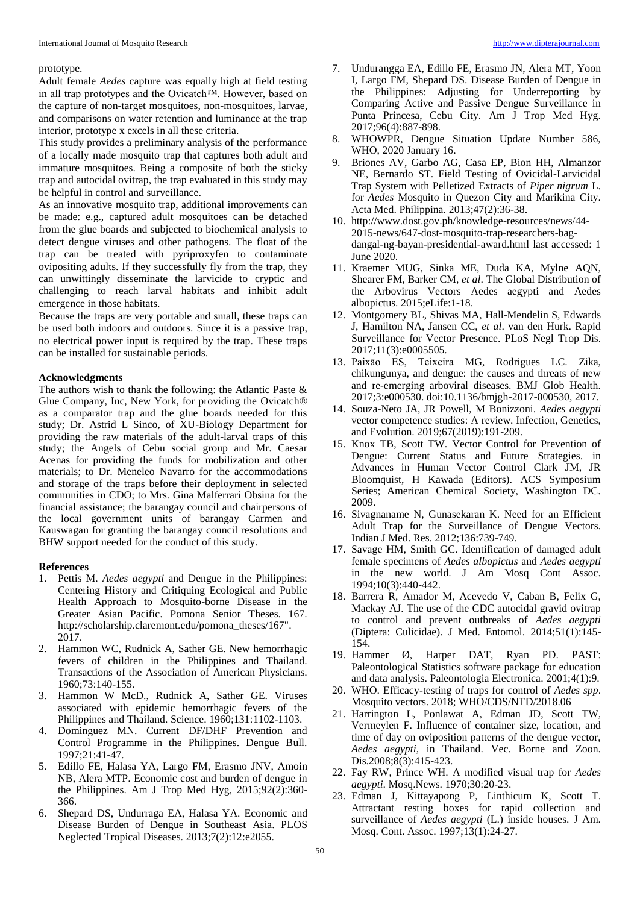prototype.

Adult female *Aedes* capture was equally high at field testing in all trap prototypes and the Ovicatch™. However, based on the capture of non-target mosquitoes, non-mosquitoes, larvae, and comparisons on water retention and luminance at the trap interior, prototype x excels in all these criteria.

This study provides a preliminary analysis of the performance of a locally made mosquito trap that captures both adult and immature mosquitoes. Being a composite of both the sticky trap and autocidal ovitrap, the trap evaluated in this study may be helpful in control and surveillance.

As an innovative mosquito trap, additional improvements can be made: e.g., captured adult mosquitoes can be detached from the glue boards and subjected to biochemical analysis to detect dengue viruses and other pathogens. The float of the trap can be treated with pyriproxyfen to contaminate ovipositing adults. If they successfully fly from the trap, they can unwittingly disseminate the larvicide to cryptic and challenging to reach larval habitats and inhibit adult emergence in those habitats.

Because the traps are very portable and small, these traps can be used both indoors and outdoors. Since it is a passive trap, no electrical power input is required by the trap. These traps can be installed for sustainable periods.

## Acknowledgments

The authors wish to thank the following: the Atlantic Paste & Glue Company, Inc, New York, for providing the Ovicatch® as a comparator trap and the glue boards needed for this study; Dr. Astrid L Sinco, of XU-Biology Department for providing the raw materials of the adult-larval traps of this study; the Angels of Cebu social group and Mr. Caesar Acenas for providing the funds for mobilization and other materials; to Dr. Meneleo Navarro for the accommodations and storage of the traps before their deployment in selected communities in CDO; to Mrs. Gina Malferrari Obsina for the financial assistance; the barangay council and chairpersons of the local government units of barangay Carmen and Kauswagan for granting the barangay council resolutions and BHW support needed for the conduct of this study.

## References

1. Pettis M. *Aedes aegypti* and Dengue in the Philippines: Centering History and Critiquing Ecological and Public Health Approach to Mosquito-borne Disease in the Greater Asian Pacific. Pomona Senior Theses. 167. http://scholarship.claremont.edu/pomona_theses/167". 2017.
2. Hammon WC, Rudnick A, Sather GE. New hemorrhagic fevers of children in the Philippines and Thailand. Transactions of the Association of American Physicians. 1960;73:140-155.
3. Hammon W McD., Rudnick A, Sather GE. Viruses associated with epidemic hemorrhagic fevers of the Philippines and Thailand. Science. 1960;131:1102-1103.
4. Dominguez MN. Current DF/DHF Prevention and Control Programme in the Philippines. Dengue Bull. 1997;21:41-47.
5. Edillo FE, Halasa YA, Largo FM, Erasmo JNV, Amoin NB, Alera MTP. Economic cost and burden of dengue in the Philippines. Am J Trop Med Hyg, 2015;92(2):360-366.
6. Shepard DS, Undurraga EA, Halasa YA. Economic and Disease Burden of Dengue in Southeast Asia. PLOS Neglected Tropical Diseases. 2013;7(2):12:e2055.
7. Undurangga EA, Edillo FE, Erasmo JN, Alera MT, Yoon I, Largo FM, Shepard DS. Disease Burden of Dengue in the Philippines: Adjusting for Underreporting by Comparing Active and Passive Dengue Surveillance in Punta Princesa, Cebu City. Am J Trop Med Hyg. 2017;96(4):887-898.
8. WHOWPR, Dengue Situation Update Number 586, WHO, 2020 January 16.
9. Briones AV, Garbo AG, Casa EP, Bion HH, Almanzor NE, Bernardo ST. Field Testing of Ovicidal-Larvicidal Trap System with Pelletized Extracts of *Piper nigrum* L. for *Aedes* Mosquito in Quezon City and Marikina City. Acta Med. Philippina. 2013;47(2):36-38.
10. http://www.dost.gov.ph/knowledge-resources/news/44-2015-news/647-dost-mosquito-trap-researchers-bag-dangal-ng-bayan-presidential-award.html last accessed: 1 June 2020.
11. Kraemer MUG, Sinka ME, Duda KA, Mylne AQN, Shearer FM, Barker CM, *et al*. The Global Distribution of the Arbovirus Vectors Aedes aegypti and Aedes albopictus. 2015;eLife:1-18.
12. Montgomery BL, Shivas MA, Hall-Mendelin S, Edwards J, Hamilton NA, Jansen CC, *et al*. van den Hurk. Rapid Surveillance for Vector Presence. PLoS Negl Trop Dis. 2017;11(3):e0005505.
13. Paixão ES, Teixeira MG, Rodrigues LC. Zika, chikungunya, and dengue: the causes and threats of new and re-emerging arboviral diseases. BMJ Glob Health. 2017;3:e000530. doi:10.1136/bmjgh-2017-000530, 2017.
14. Souza-Neto JA, JR Powell, M Bonizzoni. *Aedes aegypti* vector competence studies: A review. Infection, Genetics, and Evolution. 2019;67(2019):191-209.
15. Knox TB, Scott TW. Vector Control for Prevention of Dengue: Current Status and Future Strategies. in Advances in Human Vector Control Clark JM, JR Bloomquist, H Kawada (Editors). ACS Symposium Series; American Chemical Society, Washington DC. 2009.
16. Sivagnaname N, Gunasekaran K. Need for an Efficient Adult Trap for the Surveillance of Dengue Vectors. Indian J Med. Res. 2012;136:739-749.
17. Savage HM, Smith GC. Identification of damaged adult female specimens of *Aedes albopictus* and *Aedes aegypti* in the new world. J Am Mosq Cont Assoc. 1994;10(3):440-442.
18. Barrera R, Amador M, Acevedo V, Caban B, Felix G, Mackay AJ. The use of the CDC autocidal gravid ovitrap to control and prevent outbreaks of *Aedes aegypti* (Diptera: Culicidae). J Med. Entomol. 2014;51(1):145-154.
19. Hammer Ø, Harper DAT, Ryan PD. PAST: Paleontological Statistics software package for education and data analysis. Paleontologia Electronica. 2001;4(1):9.
20. WHO. Efficacy-testing of traps for control of *Aedes spp*. Mosquito vectors. 2018; WHO/CDS/NTD/2018.06
21. Harrington L, Ponlawat A, Edman JD, Scott TW, Vermeylen F. Influence of container size, location, and time of day on oviposition patterns of the dengue vector, *Aedes aegypti*, in Thailand. Vec. Borne and Zoon. Dis.2008;8(3):415-423.
22. Fay RW, Prince WH. A modified visual trap for *Aedes aegypti*. Mosq.News. 1970;30:20-23.
23. Edman J, Kittayapong P, Linthicum K, Scott T. Attractant resting boxes for rapid collection and surveillance of *Aedes aegypti* (L.) inside houses. J Am. Mosq. Cont. Assoc. 1997;13(1):24-27.